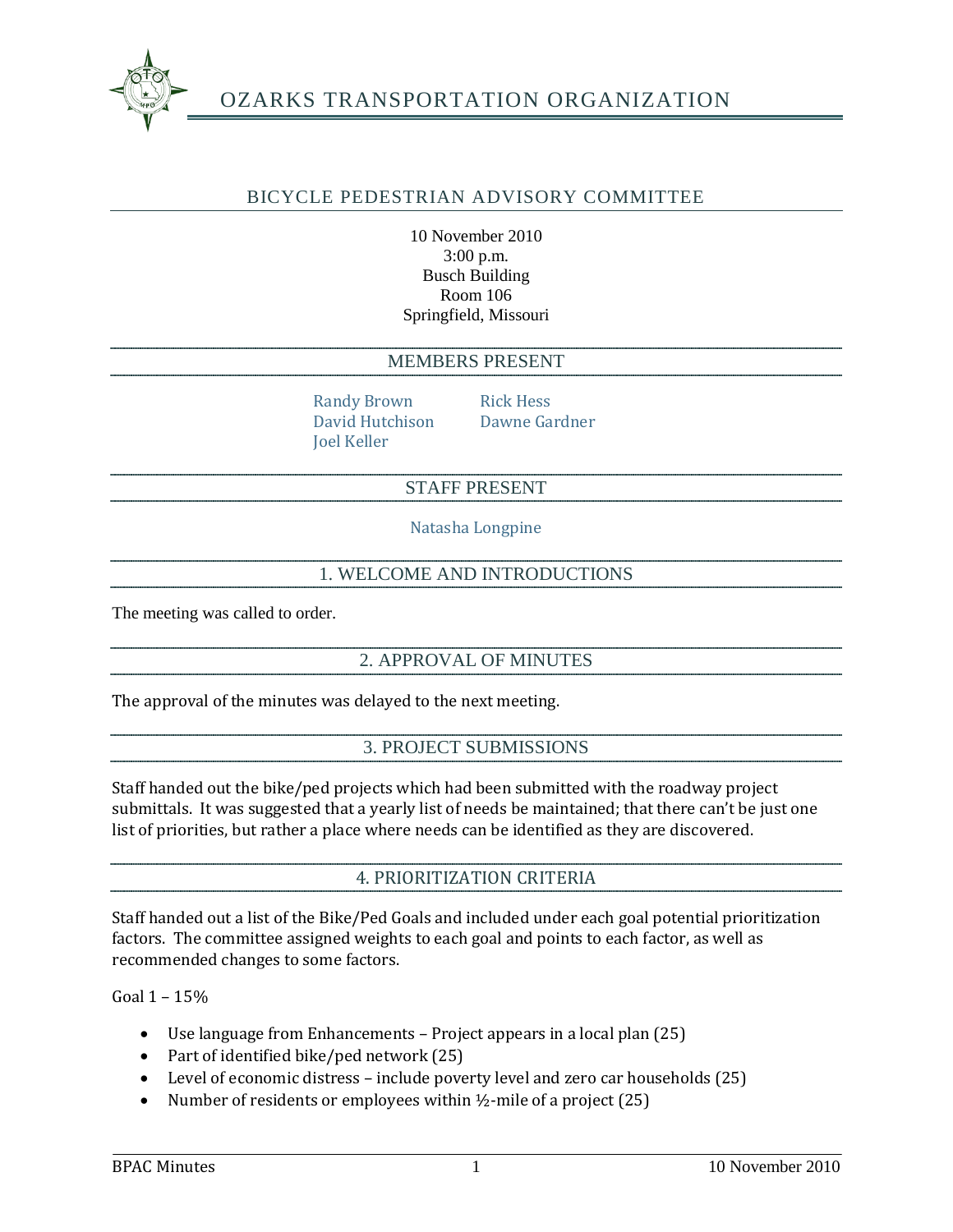# OZARKS TRANSPORTATION ORGANIZATION

## BICYCLE PEDESTRIAN ADVISORY COMMITTEE

10 November 2010
3:00 p.m.
Busch Building
Room 106
Springfield, Missouri

### MEMBERS PRESENT

Randy Brown
David Hutchison
Joel Keller
Rick Hess
Dawne Gardner

### STAFF PRESENT

Natasha Longpine

### 1. WELCOME AND INTRODUCTIONS

The meeting was called to order.

### 2. APPROVAL OF MINUTES

The approval of the minutes was delayed to the next meeting.

### 3. PROJECT SUBMISSIONS

Staff handed out the bike/ped projects which had been submitted with the roadway project submittals. It was suggested that a yearly list of needs be maintained; that there can't be just one list of priorities, but rather a place where needs can be identified as they are discovered.

### 4. PRIORITIZATION CRITERIA

Staff handed out a list of the Bike/Ped Goals and included under each goal potential prioritization factors. The committee assigned weights to each goal and points to each factor, as well as recommended changes to some factors.

Goal 1 – 15%

- Use language from Enhancements – Project appears in a local plan (25)
- Part of identified bike/ped network (25)
- Level of economic distress – include poverty level and zero car households (25)
- Number of residents or employees within ½-mile of a project (25)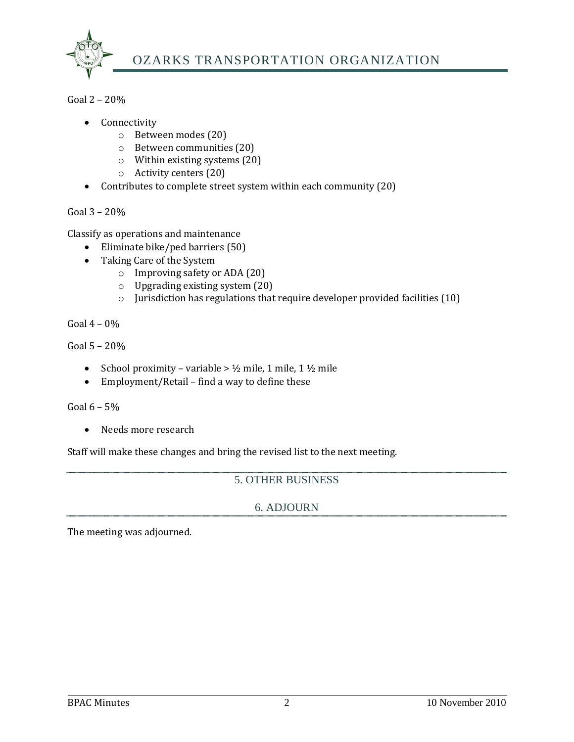Goal 2 – 20%

- Connectivity
  - Between modes (20)
  - Between communities (20)
  - Within existing systems (20)
  - Activity centers (20)
- Contributes to complete street system within each community (20)

Goal 3 – 20%

Classify as operations and maintenance

- Eliminate bike/ped barriers (50)
- Taking Care of the System
  - Improving safety or ADA (20)
  - Upgrading existing system (20)
  - Jurisdiction has regulations that require developer provided facilities (10)

Goal 4 – 0%

Goal 5 – 20%

- School proximity – variable > ½ mile, 1 mile, 1 ½ mile
- Employment/Retail – find a way to define these

Goal 6 – 5%

- Needs more research

Staff will make these changes and bring the revised list to the next meeting.

## 5. OTHER BUSINESS

## 6. ADJOURN

The meeting was adjourned.